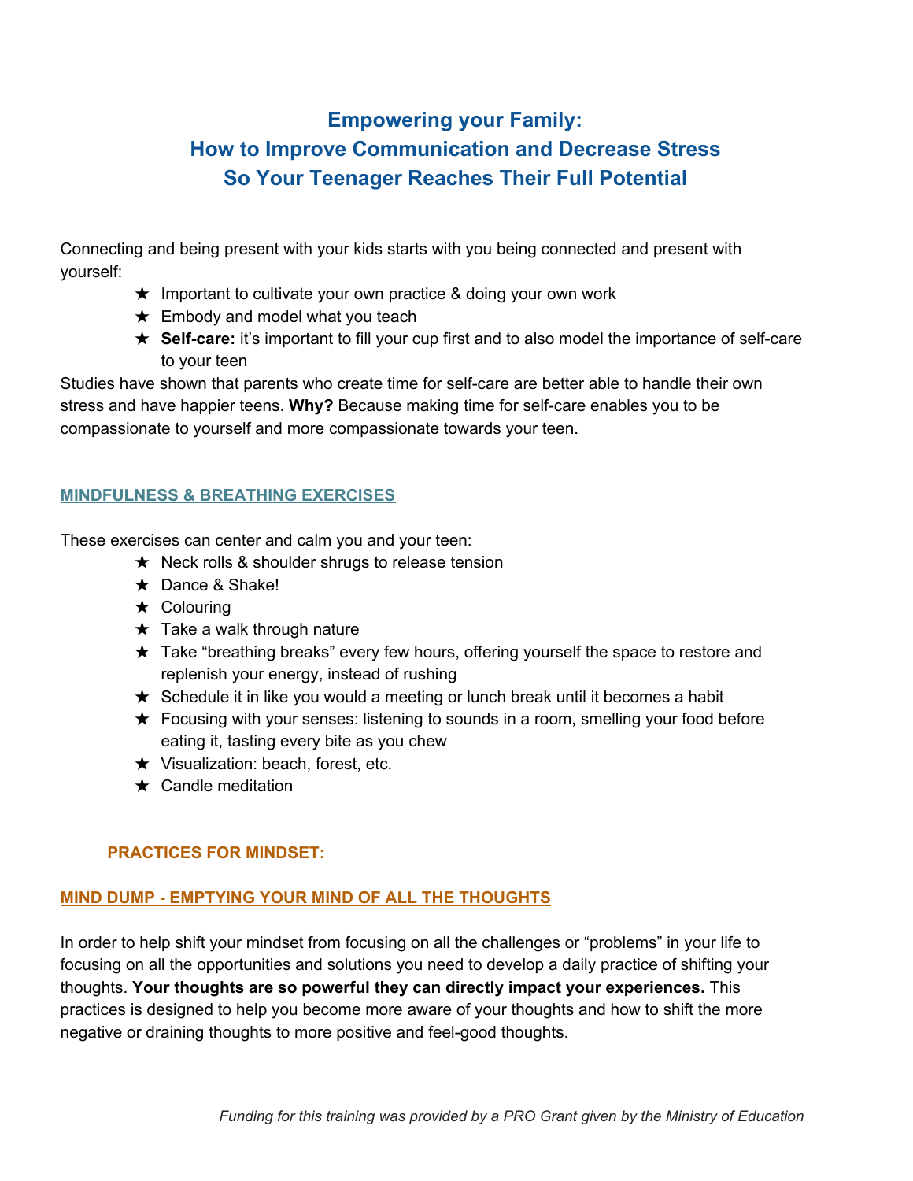# Empowering your Family:
# How to Improve Communication and Decrease Stress So Your Teenager Reaches Their Full Potential

Connecting and being present with your kids starts with you being connected and present with yourself:

- ★ Important to cultivate your own practice & doing your own work
- ★ Embody and model what you teach
- ★ **Self-care:** it's important to fill your cup first and to also model the importance of self-care to your teen

Studies have shown that parents who create time for self-care are better able to handle their own stress and have happier teens. **Why?** Because making time for self-care enables you to be compassionate to yourself and more compassionate towards your teen.

## MINDFULNESS & BREATHING EXERCISES

These exercises can center and calm you and your teen:

- ★ Neck rolls & shoulder shrugs to release tension
- ★ Dance & Shake!
- ★ Colouring
- ★ Take a walk through nature
- ★ Take "breathing breaks" every few hours, offering yourself the space to restore and replenish your energy, instead of rushing
- ★ Schedule it in like you would a meeting or lunch break until it becomes a habit
- ★ Focusing with your senses: listening to sounds in a room, smelling your food before eating it, tasting every bite as you chew
- ★ Visualization: beach, forest, etc.
- ★ Candle meditation

## PRACTICES FOR MINDSET:

### MIND DUMP - EMPTYING YOUR MIND OF ALL THE THOUGHTS

In order to help shift your mindset from focusing on all the challenges or "problems" in your life to focusing on all the opportunities and solutions you need to develop a daily practice of shifting your thoughts. **Your thoughts are so powerful they can directly impact your experiences.** This practices is designed to help you become more aware of your thoughts and how to shift the more negative or draining thoughts to more positive and feel-good thoughts.

*Funding for this training was provided by a PRO Grant given by the Ministry of Education*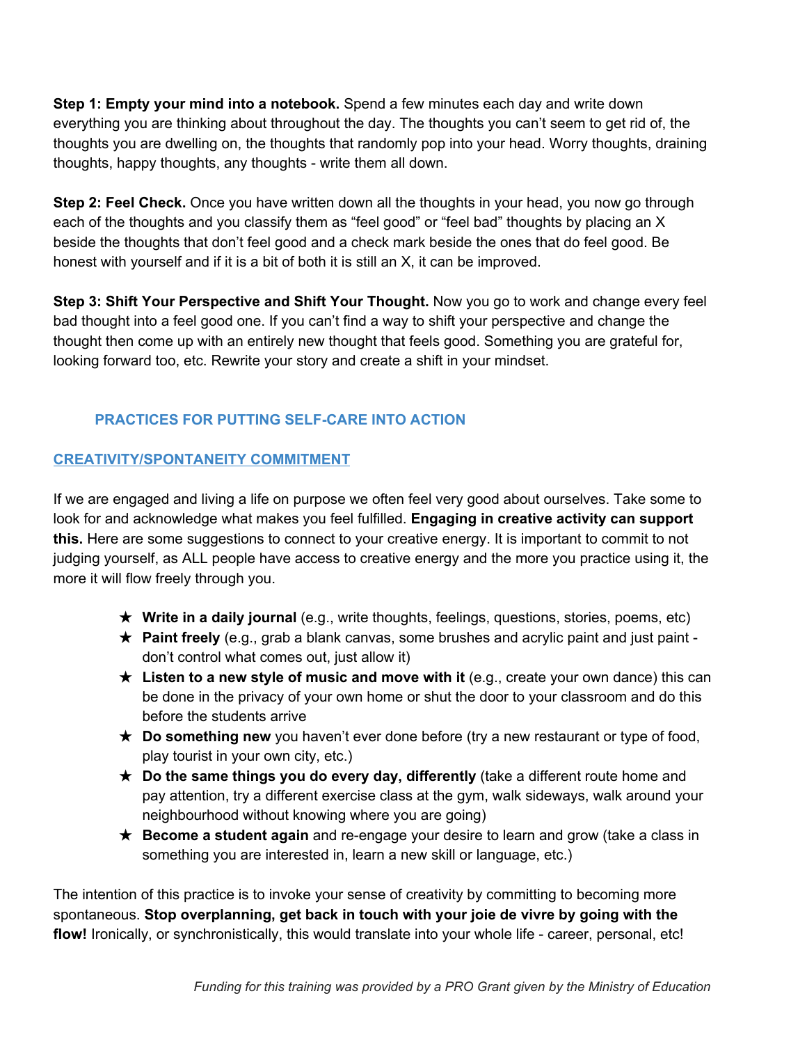**Step 1: Empty your mind into a notebook.** Spend a few minutes each day and write down everything you are thinking about throughout the day. The thoughts you can't seem to get rid of, the thoughts you are dwelling on, the thoughts that randomly pop into your head. Worry thoughts, draining thoughts, happy thoughts, any thoughts - write them all down.

**Step 2: Feel Check.** Once you have written down all the thoughts in your head, you now go through each of the thoughts and you classify them as "feel good" or "feel bad" thoughts by placing an X beside the thoughts that don't feel good and a check mark beside the ones that do feel good. Be honest with yourself and if it is a bit of both it is still an X, it can be improved.

**Step 3: Shift Your Perspective and Shift Your Thought.** Now you go to work and change every feel bad thought into a feel good one. If you can't find a way to shift your perspective and change the thought then come up with an entirely new thought that feels good. Something you are grateful for, looking forward too, etc. Rewrite your story and create a shift in your mindset.

## PRACTICES FOR PUTTING SELF-CARE INTO ACTION

### CREATIVITY/SPONTANEITY COMMITMENT

If we are engaged and living a life on purpose we often feel very good about ourselves. Take some to look for and acknowledge what makes you feel fulfilled. **Engaging in creative activity can support this.** Here are some suggestions to connect to your creative energy. It is important to commit to not judging yourself, as ALL people have access to creative energy and the more you practice using it, the more it will flow freely through you.

- **Write in a daily journal** (e.g., write thoughts, feelings, questions, stories, poems, etc)
- **Paint freely** (e.g., grab a blank canvas, some brushes and acrylic paint and just paint - don't control what comes out, just allow it)
- **Listen to a new style of music and move with it** (e.g., create your own dance) this can be done in the privacy of your own home or shut the door to your classroom and do this before the students arrive
- **Do something new** you haven't ever done before (try a new restaurant or type of food, play tourist in your own city, etc.)
- **Do the same things you do every day, differently** (take a different route home and pay attention, try a different exercise class at the gym, walk sideways, walk around your neighbourhood without knowing where you are going)
- **Become a student again** and re-engage your desire to learn and grow (take a class in something you are interested in, learn a new skill or language, etc.)

The intention of this practice is to invoke your sense of creativity by committing to becoming more spontaneous. **Stop overplanning, get back in touch with your joie de vivre by going with the flow!** Ironically, or synchronistically, this would translate into your whole life - career, personal, etc!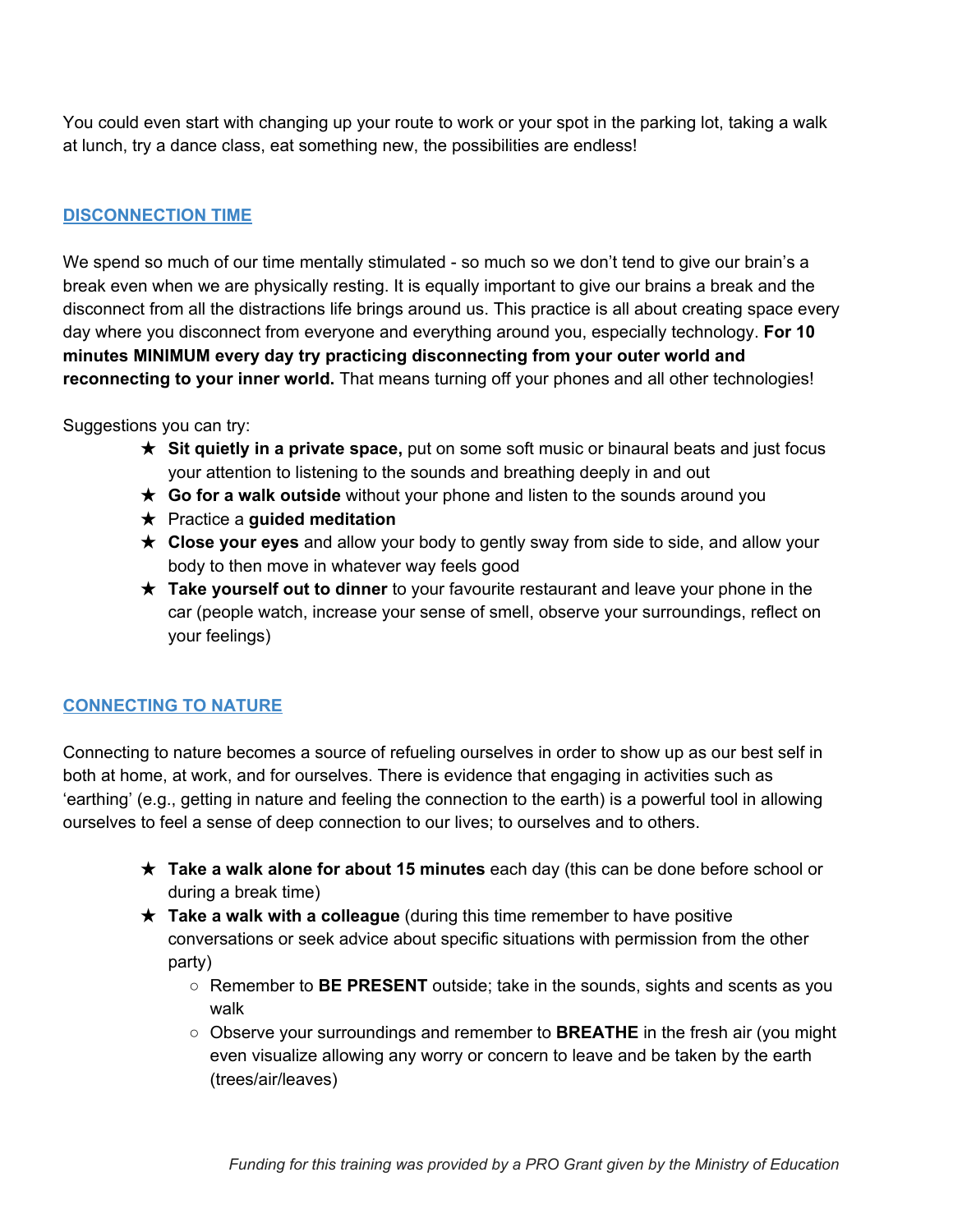You could even start with changing up your route to work or your spot in the parking lot, taking a walk at lunch, try a dance class, eat something new, the possibilities are endless!

## DISCONNECTION TIME

We spend so much of our time mentally stimulated - so much so we don't tend to give our brain's a break even when we are physically resting. It is equally important to give our brains a break and the disconnect from all the distractions life brings around us. This practice is all about creating space every day where you disconnect from everyone and everything around you, especially technology. **For 10 minutes MINIMUM every day try practicing disconnecting from your outer world and reconnecting to your inner world.** That means turning off your phones and all other technologies!

Suggestions you can try:

- ★ **Sit quietly in a private space,** put on some soft music or binaural beats and just focus your attention to listening to the sounds and breathing deeply in and out
- ★ **Go for a walk outside** without your phone and listen to the sounds around you
- ★ Practice a **guided meditation**
- ★ **Close your eyes** and allow your body to gently sway from side to side, and allow your body to then move in whatever way feels good
- ★ **Take yourself out to dinner** to your favourite restaurant and leave your phone in the car (people watch, increase your sense of smell, observe your surroundings, reflect on your feelings)

## CONNECTING TO NATURE

Connecting to nature becomes a source of refueling ourselves in order to show up as our best self in both at home, at work, and for ourselves. There is evidence that engaging in activities such as 'earthing' (e.g., getting in nature and feeling the connection to the earth) is a powerful tool in allowing ourselves to feel a sense of deep connection to our lives; to ourselves and to others.

- ★ **Take a walk alone for about 15 minutes** each day (this can be done before school or during a break time)
- ★ **Take a walk with a colleague** (during this time remember to have positive conversations or seek advice about specific situations with permission from the other party)
    - ○ Remember to **BE PRESENT** outside; take in the sounds, sights and scents as you walk
    - ○ Observe your surroundings and remember to **BREATHE** in the fresh air (you might even visualize allowing any worry or concern to leave and be taken by the earth (trees/air/leaves)

*Funding for this training was provided by a PRO Grant given by the Ministry of Education*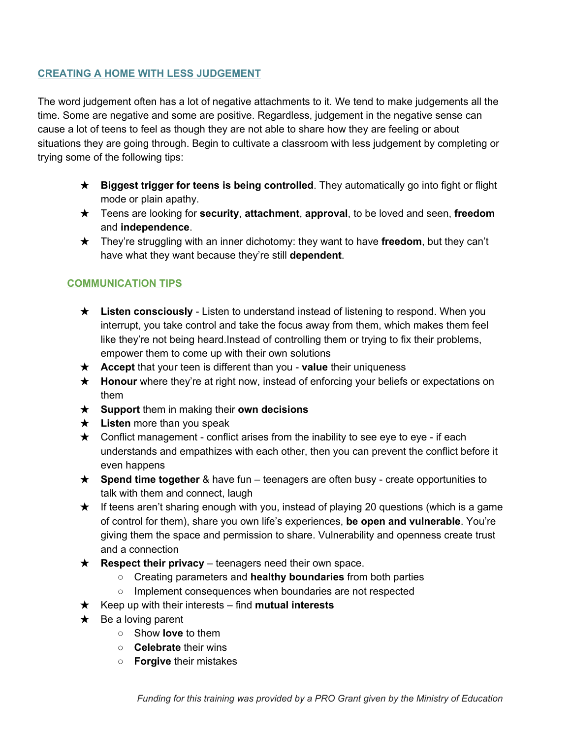## CREATING A HOME WITH LESS JUDGEMENT

The word judgement often has a lot of negative attachments to it. We tend to make judgements all the time. Some are negative and some are positive. Regardless, judgement in the negative sense can cause a lot of teens to feel as though they are not able to share how they are feeling or about situations they are going through. Begin to cultivate a classroom with less judgement by completing or trying some of the following tips:

- **Biggest trigger for teens is being controlled**. They automatically go into fight or flight mode or plain apathy.
- Teens are looking for **security**, **attachment**, **approval**, to be loved and seen, **freedom** and **independence**.
- They're struggling with an inner dichotomy: they want to have **freedom**, but they can't have what they want because they're still **dependent**.

### COMMUNICATION TIPS

- **Listen consciously** - Listen to understand instead of listening to respond. When you interrupt, you take control and take the focus away from them, which makes them feel like they're not being heard.Instead of controlling them or trying to fix their problems, empower them to come up with their own solutions
- **Accept** that your teen is different than you - **value** their uniqueness
- **Honour** where they're at right now, instead of enforcing your beliefs or expectations on them
- **Support** them in making their **own decisions**
- **Listen** more than you speak
- Conflict management - conflict arises from the inability to see eye to eye - if each understands and empathizes with each other, then you can prevent the conflict before it even happens
- **Spend time together** & have fun – teenagers are often busy - create opportunities to talk with them and connect, laugh
- If teens aren't sharing enough with you, instead of playing 20 questions (which is a game of control for them), share you own life's experiences, **be open and vulnerable**. You're giving them the space and permission to share. Vulnerability and openness create trust and a connection
- **Respect their privacy** – teenagers need their own space.
  - Creating parameters and **healthy boundaries** from both parties
  - Implement consequences when boundaries are not respected
- Keep up with their interests – find **mutual interests**
- Be a loving parent
  - Show **love** to them
  - **Celebrate** their wins
  - **Forgive** their mistakes

*Funding for this training was provided by a PRO Grant given by the Ministry of Education*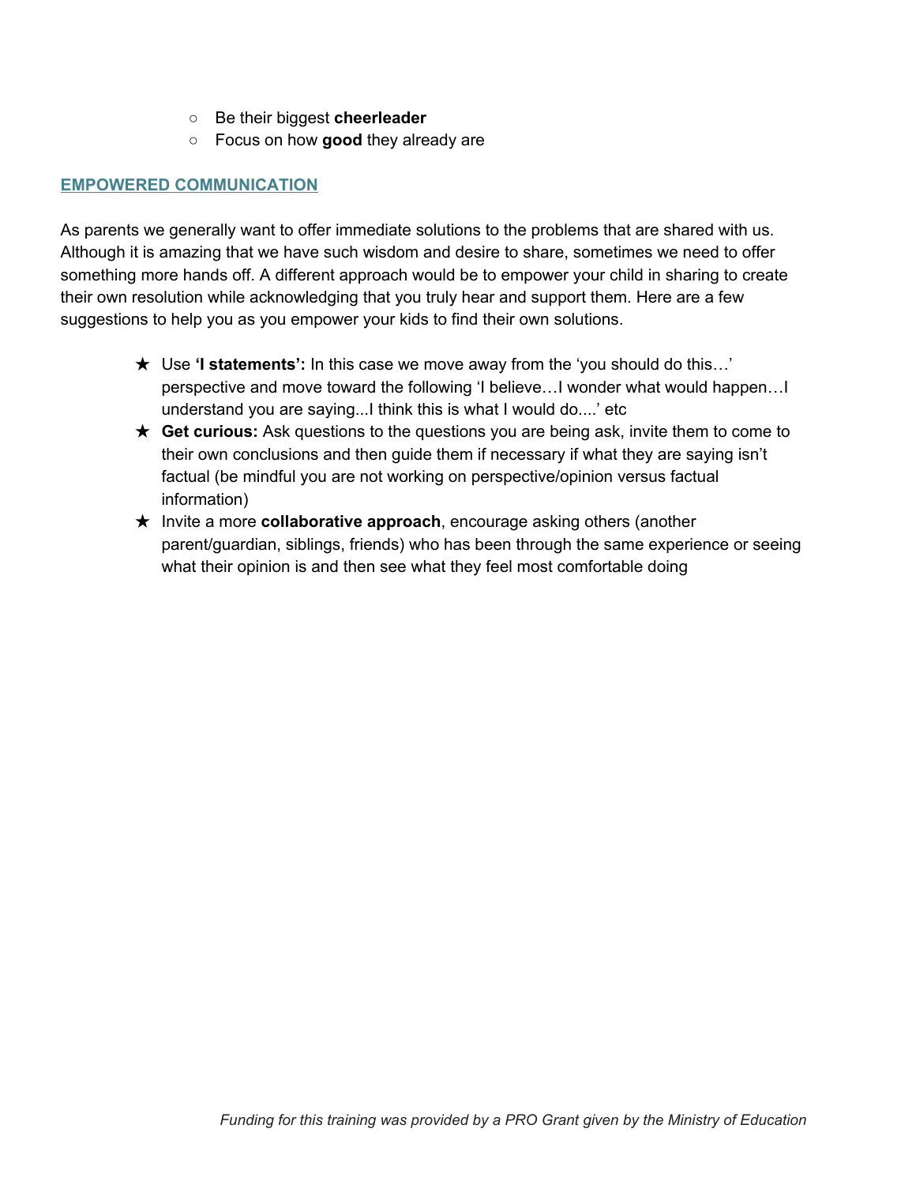- Be their biggest **cheerleader**
- Focus on how **good** they already are

## EMPOWERED COMMUNICATION

As parents we generally want to offer immediate solutions to the problems that are shared with us. Although it is amazing that we have such wisdom and desire to share, sometimes we need to offer something more hands off. A different approach would be to empower your child in sharing to create their own resolution while acknowledging that you truly hear and support them. Here are a few suggestions to help you as you empower your kids to find their own solutions.

- Use **'I statements':** In this case we move away from the 'you should do this…' perspective and move toward the following 'I believe…I wonder what would happen…I understand you are saying...I think this is what I would do....' etc
- **Get curious:** Ask questions to the questions you are being ask, invite them to come to their own conclusions and then guide them if necessary if what they are saying isn't factual (be mindful you are not working on perspective/opinion versus factual information)
- Invite a more **collaborative approach**, encourage asking others (another parent/guardian, siblings, friends) who has been through the same experience or seeing what their opinion is and then see what they feel most comfortable doing

*Funding for this training was provided by a PRO Grant given by the Ministry of Education*